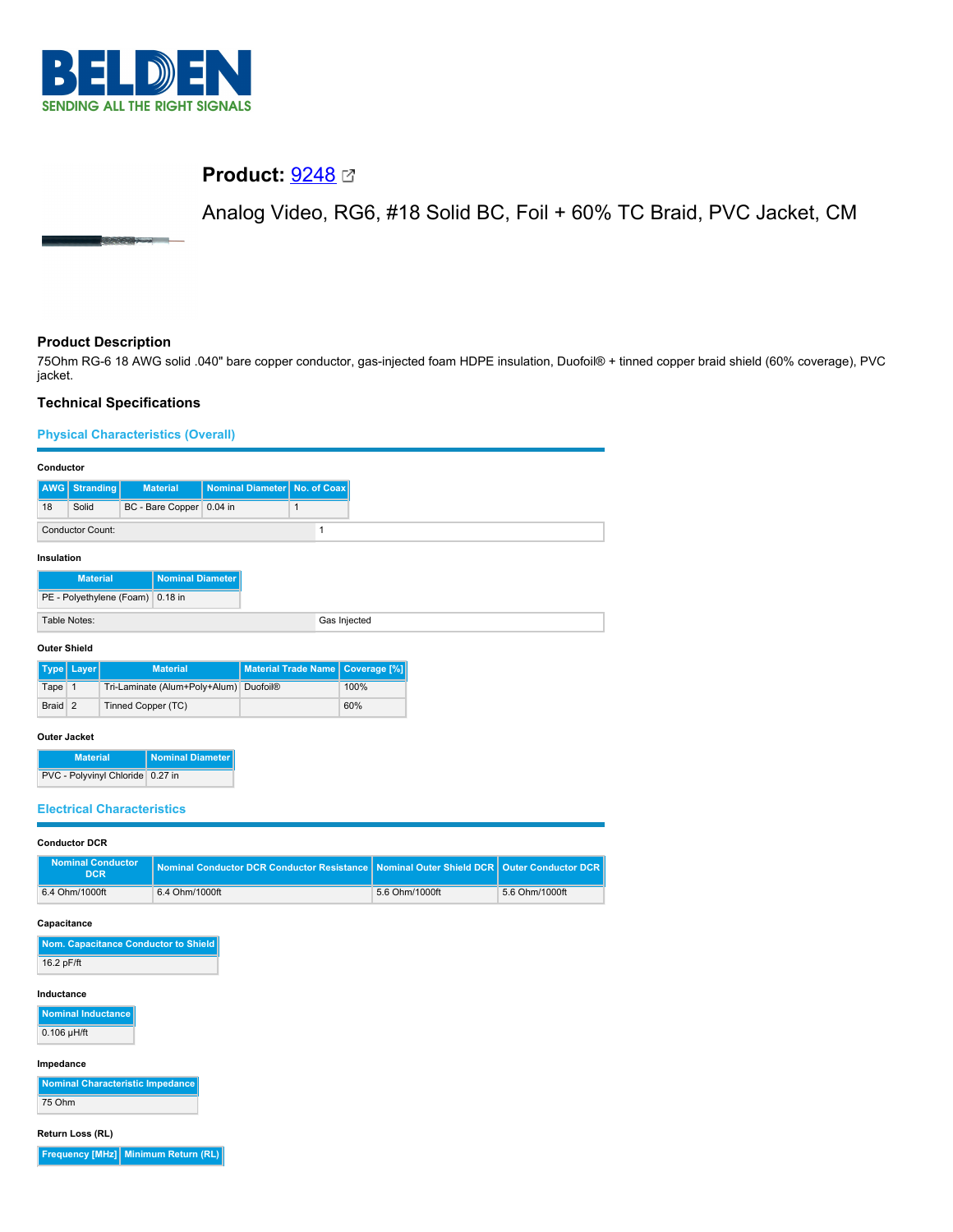BELDEN
SENDING ALL THE RIGHT SIGNALS

# Product: 9248

Analog Video, RG6, #18 Solid BC, Foil + 60% TC Braid, PVC Jacket, CM

## Product Description

75Ohm RG-6 18 AWG solid .040" bare copper conductor, gas-injected foam HDPE insulation, Duofoil® + tinned copper braid shield (60% coverage), PVC jacket.

## Technical Specifications

### Physical Characteristics (Overall)

**Conductor**

| AWG | Stranding | Material | Nominal Diameter | No. of Coax |
|---|---|---|---|---|
| 18 | Solid | BC - Bare Copper | 0.04 in | 1 |

| Conductor Count: | 1 |
|---|---|

**Insulation**

| Material | Nominal Diameter |
|---|---|
| PE - Polyethylene (Foam) | 0.18 in |

| Table Notes: | Gas Injected |
|---|---|

**Outer Shield**

| Type | Layer | Material | Material Trade Name | Coverage [%] |
|---|---|---|---|---|
| Tape | 1 | Tri-Laminate (Alum+Poly+Alum) | Duofoil® | 100% |
| Braid | 2 | Tinned Copper (TC) | | 60% |

**Outer Jacket**

| Material | Nominal Diameter |
|---|---|
| PVC - Polyvinyl Chloride | 0.27 in |

### Electrical Characteristics

**Conductor DCR**

| Nominal Conductor DCR | Nominal Conductor DCR Conductor Resistance | Nominal Outer Shield DCR | Outer Conductor DCR |
|---|---|---|---|
| 6.4 Ohm/1000ft | 6.4 Ohm/1000ft | 5.6 Ohm/1000ft | 5.6 Ohm/1000ft |

**Capacitance**

| Nom. Capacitance Conductor to Shield |
|---|
| 16.2 pF/ft |

**Inductance**

| Nominal Inductance |
|---|
| 0.106 µH/ft |

**Impedance**

| Nominal Characteristic Impedance |
|---|
| 75 Ohm |

**Return Loss (RL)**

| Frequency [MHz] | Minimum Return (RL) |
|---|---|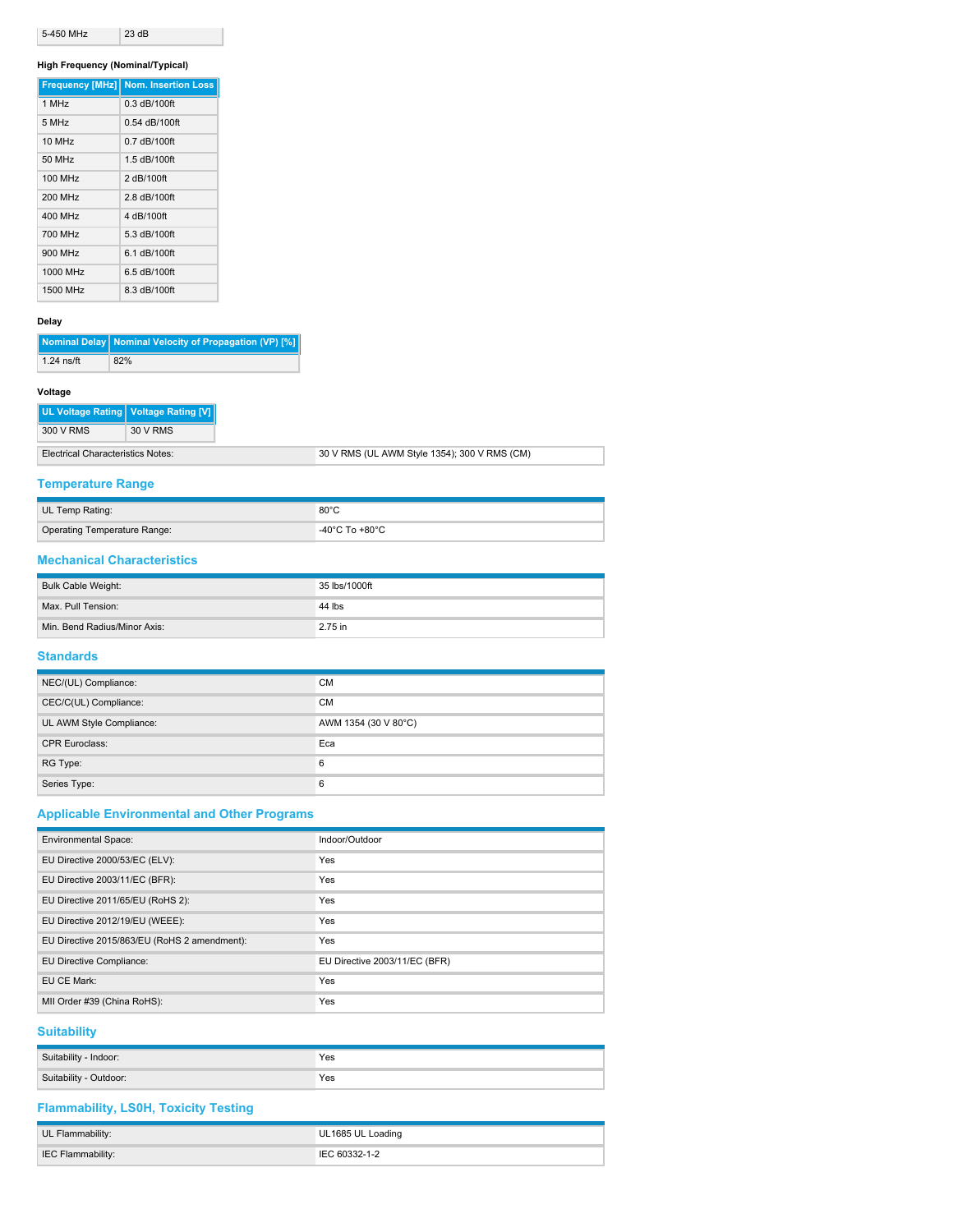| 5-450 MHz | 23 dB |
|---|---|

**High Frequency (Nominal/Typical)**

| Frequency [MHz] | Nom. Insertion Loss |
|---|---|
| 1 MHz | 0.3 dB/100ft |
| 5 MHz | 0.54 dB/100ft |
| 10 MHz | 0.7 dB/100ft |
| 50 MHz | 1.5 dB/100ft |
| 100 MHz | 2 dB/100ft |
| 200 MHz | 2.8 dB/100ft |
| 400 MHz | 4 dB/100ft |
| 700 MHz | 5.3 dB/100ft |
| 900 MHz | 6.1 dB/100ft |
| 1000 MHz | 6.5 dB/100ft |
| 1500 MHz | 8.3 dB/100ft |

**Delay**

| Nominal Delay | Nominal Velocity of Propagation (VP) [%] |
|---|---|
| 1.24 ns/ft | 82% |

**Voltage**

| UL Voltage Rating | Voltage Rating [V] |
|---|---|
| 300 V RMS | 30 V RMS |

| | |
|---|---|
| Electrical Characteristics Notes: | 30 V RMS (UL AWM Style 1354); 300 V RMS (CM) |

## Temperature Range

| | |
|---|---|
| UL Temp Rating: | 80°C |
| Operating Temperature Range: | -40°C To +80°C |

## Mechanical Characteristics

| | |
|---|---|
| Bulk Cable Weight: | 35 lbs/1000ft |
| Max. Pull Tension: | 44 lbs |
| Min. Bend Radius/Minor Axis: | 2.75 in |

## Standards

| | |
|---|---|
| NEC/(UL) Compliance: | CM |
| CEC/C(UL) Compliance: | CM |
| UL AWM Style Compliance: | AWM 1354 (30 V 80°C) |
| CPR Euroclass: | Eca |
| RG Type: | 6 |
| Series Type: | 6 |

## Applicable Environmental and Other Programs

| | |
|---|---|
| Environmental Space: | Indoor/Outdoor |
| EU Directive 2000/53/EC (ELV): | Yes |
| EU Directive 2003/11/EC (BFR): | Yes |
| EU Directive 2011/65/EU (RoHS 2): | Yes |
| EU Directive 2012/19/EU (WEEE): | Yes |
| EU Directive 2015/863/EU (RoHS 2 amendment): | Yes |
| EU Directive Compliance: | EU Directive 2003/11/EC (BFR) |
| EU CE Mark: | Yes |
| MII Order #39 (China RoHS): | Yes |

## Suitability

| | |
|---|---|
| Suitability - Indoor: | Yes |
| Suitability - Outdoor: | Yes |

## Flammability, LS0H, Toxicity Testing

| | |
|---|---|
| UL Flammability: | UL1685 UL Loading |
| IEC Flammability: | IEC 60332-1-2 |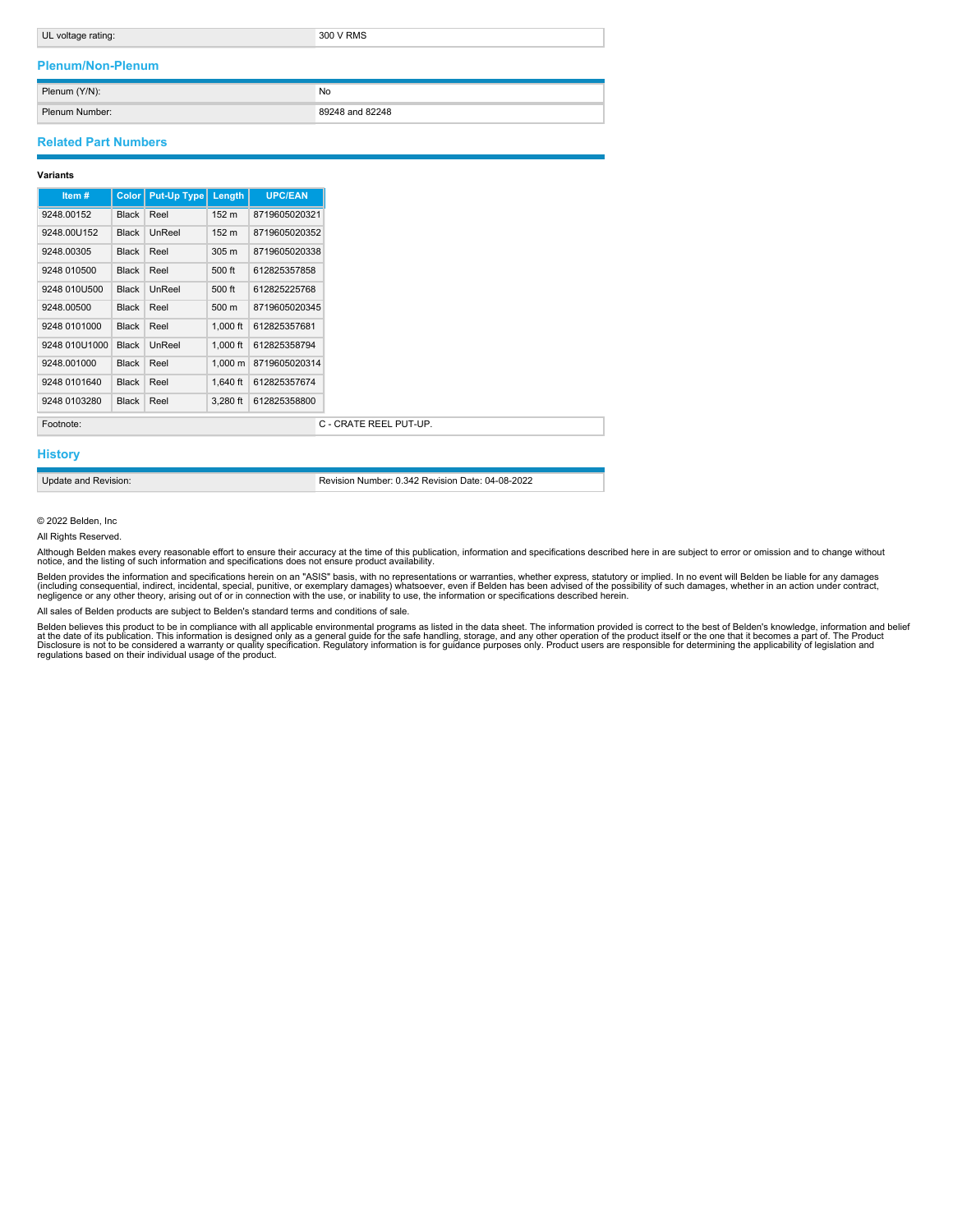| | |
|---|---|
| UL voltage rating: | 300 V RMS |

## Plenum/Non-Plenum

| | |
|---|---|
| Plenum (Y/N): | No |
| Plenum Number: | 89248 and 82248 |

## Related Part Numbers

**Variants**

| Item # | Color | Put-Up Type | Length | UPC/EAN |
|---|---|---|---|---|
| 9248.00152 | Black | Reel | 152 m | 8719605020321 |
| 9248.00U152 | Black | UnReel | 152 m | 8719605020352 |
| 9248.00305 | Black | Reel | 305 m | 8719605020338 |
| 9248 010500 | Black | Reel | 500 ft | 612825357858 |
| 9248 010U500 | Black | UnReel | 500 ft | 612825225768 |
| 9248.00500 | Black | Reel | 500 m | 8719605020345 |
| 9248 0101000 | Black | Reel | 1,000 ft | 612825357681 |
| 9248 010U1000 | Black | UnReel | 1,000 ft | 612825358794 |
| 9248.001000 | Black | Reel | 1,000 m | 8719605020314 |
| 9248 0101640 | Black | Reel | 1,640 ft | 612825357674 |
| 9248 0103280 | Black | Reel | 3,280 ft | 612825358800 |

| | |
|---|---|
| Footnote: | C - CRATE REEL PUT-UP. |

## History

| | |
|---|---|
| Update and Revision: | Revision Number: 0.342 Revision Date: 04-08-2022 |

© 2022 Belden, Inc

All Rights Reserved.

Although Belden makes every reasonable effort to ensure their accuracy at the time of this publication, information and specifications described here in are subject to error or omission and to change without notice, and the listing of such information and specifications does not ensure product availability.

Belden provides the information and specifications herein on an "ASIS" basis, with no representations or warranties, whether express, statutory or implied. In no event will Belden be liable for any damages (including consequential, indirect, incidental, special, punitive, or exemplary damages) whatsoever, even if Belden has been advised of the possibility of such damages, whether in an action under contract, negligence or any other theory, arising out of or in connection with the use, or inability to use, the information or specifications described herein.

All sales of Belden products are subject to Belden's standard terms and conditions of sale.

Belden believes this product to be in compliance with all applicable environmental programs as listed in the data sheet. The information provided is correct to the best of Belden's knowledge, information and belief at the date of its publication. This information is designed only as a general guide for the safe handling, storage, and any other operation of the product itself or the one that it becomes a part of. The Product Disclosure is not to be considered a warranty or quality specification. Regulatory information is for guidance purposes only. Product users are responsible for determining the applicability of legislation and regulations based on their individual usage of the product.